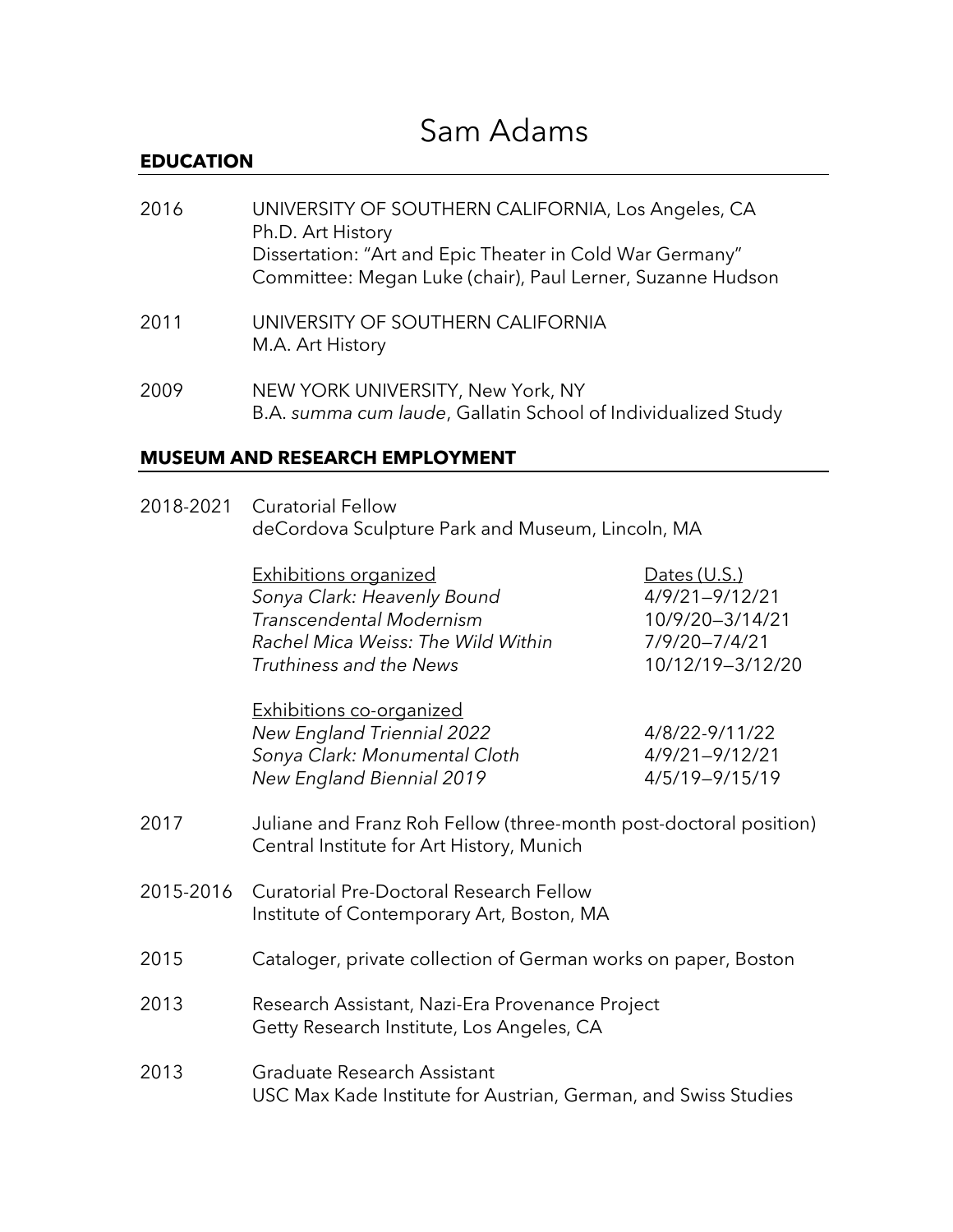# Sam Adams

## EDUCATION

2016 UNIVERSITY OF SOUTHERN CALIFORNIA, Los Angeles, CA
Ph.D. Art History
Dissertation: "Art and Epic Theater in Cold War Germany"
Committee: Megan Luke (chair), Paul Lerner, Suzanne Hudson

2011 UNIVERSITY OF SOUTHERN CALIFORNIA
M.A. Art History

2009 NEW YORK UNIVERSITY, New York, NY
B.A. *summa cum laude*, Gallatin School of Individualized Study

## MUSEUM AND RESEARCH EMPLOYMENT

2018-2021 Curatorial Fellow
deCordova Sculpture Park and Museum, Lincoln, MA

| Exhibitions organized | Dates (U.S.) |
|---|---|
| *Sonya Clark: Heavenly Bound* | 4/9/21–9/12/21 |
| *Transcendental Modernism* | 10/9/20–3/14/21 |
| *Rachel Mica Weiss: The Wild Within* | 7/9/20–7/4/21 |
| *Truthiness and the News* | 10/12/19–3/12/20 |

| Exhibitions co-organized | |
|---|---|
| *New England Triennial 2022* | 4/8/22-9/11/22 |
| *Sonya Clark: Monumental Cloth* | 4/9/21–9/12/21 |
| *New England Biennial 2019* | 4/5/19–9/15/19 |

2017 Juliane and Franz Roh Fellow (three-month post-doctoral position)
Central Institute for Art History, Munich

2015-2016 Curatorial Pre-Doctoral Research Fellow
Institute of Contemporary Art, Boston, MA

2015 Cataloger, private collection of German works on paper, Boston

2013 Research Assistant, Nazi-Era Provenance Project
Getty Research Institute, Los Angeles, CA

2013 Graduate Research Assistant
USC Max Kade Institute for Austrian, German, and Swiss Studies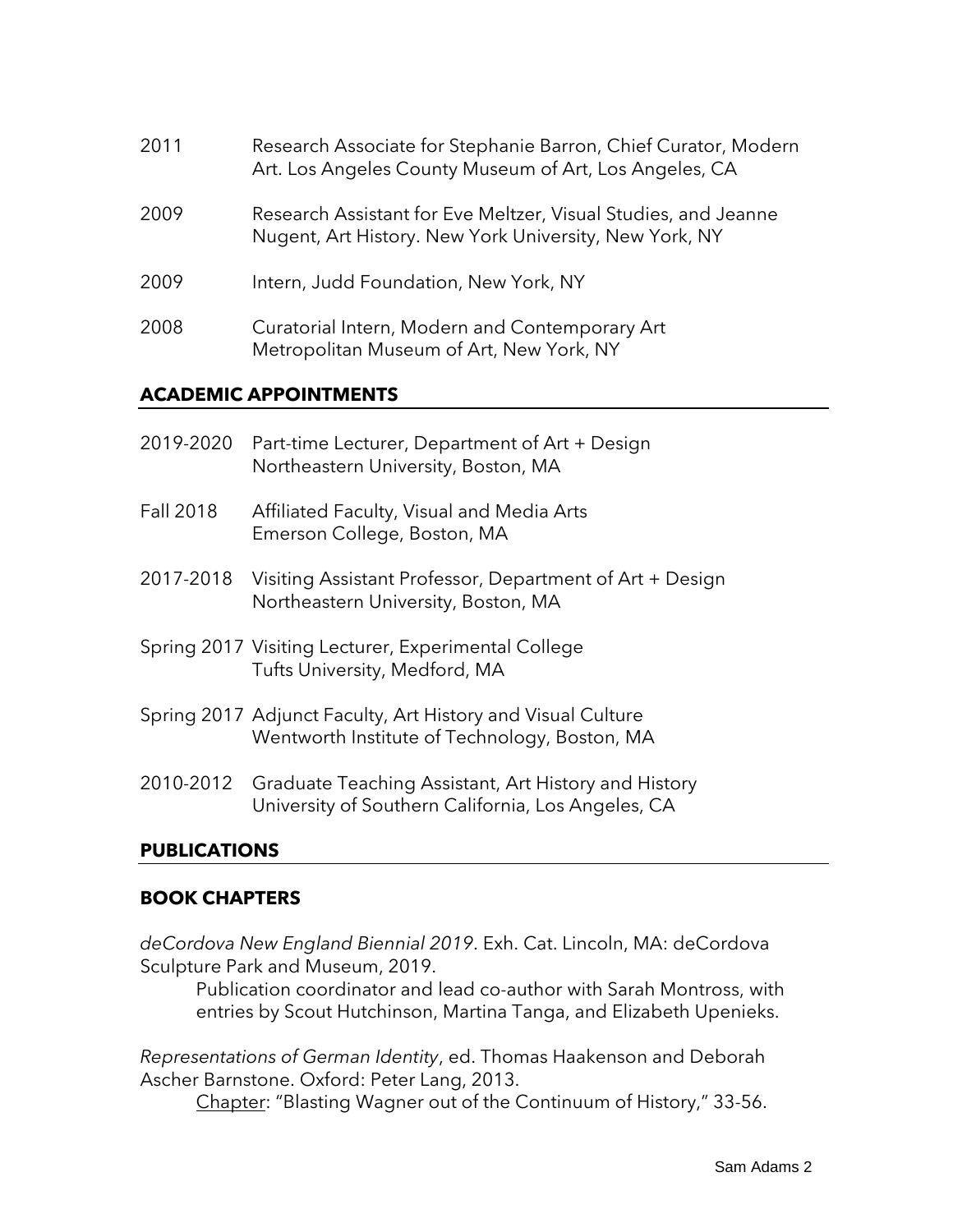2011 Research Associate for Stephanie Barron, Chief Curator, Modern Art. Los Angeles County Museum of Art, Los Angeles, CA

2009 Research Assistant for Eve Meltzer, Visual Studies, and Jeanne Nugent, Art History. New York University, New York, NY

2009 Intern, Judd Foundation, New York, NY

2008 Curatorial Intern, Modern and Contemporary Art
Metropolitan Museum of Art, New York, NY

## ACADEMIC APPOINTMENTS

2019-2020 Part-time Lecturer, Department of Art + Design
Northeastern University, Boston, MA

Fall 2018 Affiliated Faculty, Visual and Media Arts
Emerson College, Boston, MA

2017-2018 Visiting Assistant Professor, Department of Art + Design
Northeastern University, Boston, MA

Spring 2017 Visiting Lecturer, Experimental College
Tufts University, Medford, MA

Spring 2017 Adjunct Faculty, Art History and Visual Culture
Wentworth Institute of Technology, Boston, MA

2010-2012 Graduate Teaching Assistant, Art History and History
University of Southern California, Los Angeles, CA

## PUBLICATIONS

### BOOK CHAPTERS

*deCordova New England Biennial 2019*. Exh. Cat. Lincoln, MA: deCordova Sculpture Park and Museum, 2019.

Publication coordinator and lead co-author with Sarah Montross, with entries by Scout Hutchinson, Martina Tanga, and Elizabeth Upenieks.

*Representations of German Identity*, ed. Thomas Haakenson and Deborah Ascher Barnstone. Oxford: Peter Lang, 2013.

Chapter: "Blasting Wagner out of the Continuum of History," 33-56.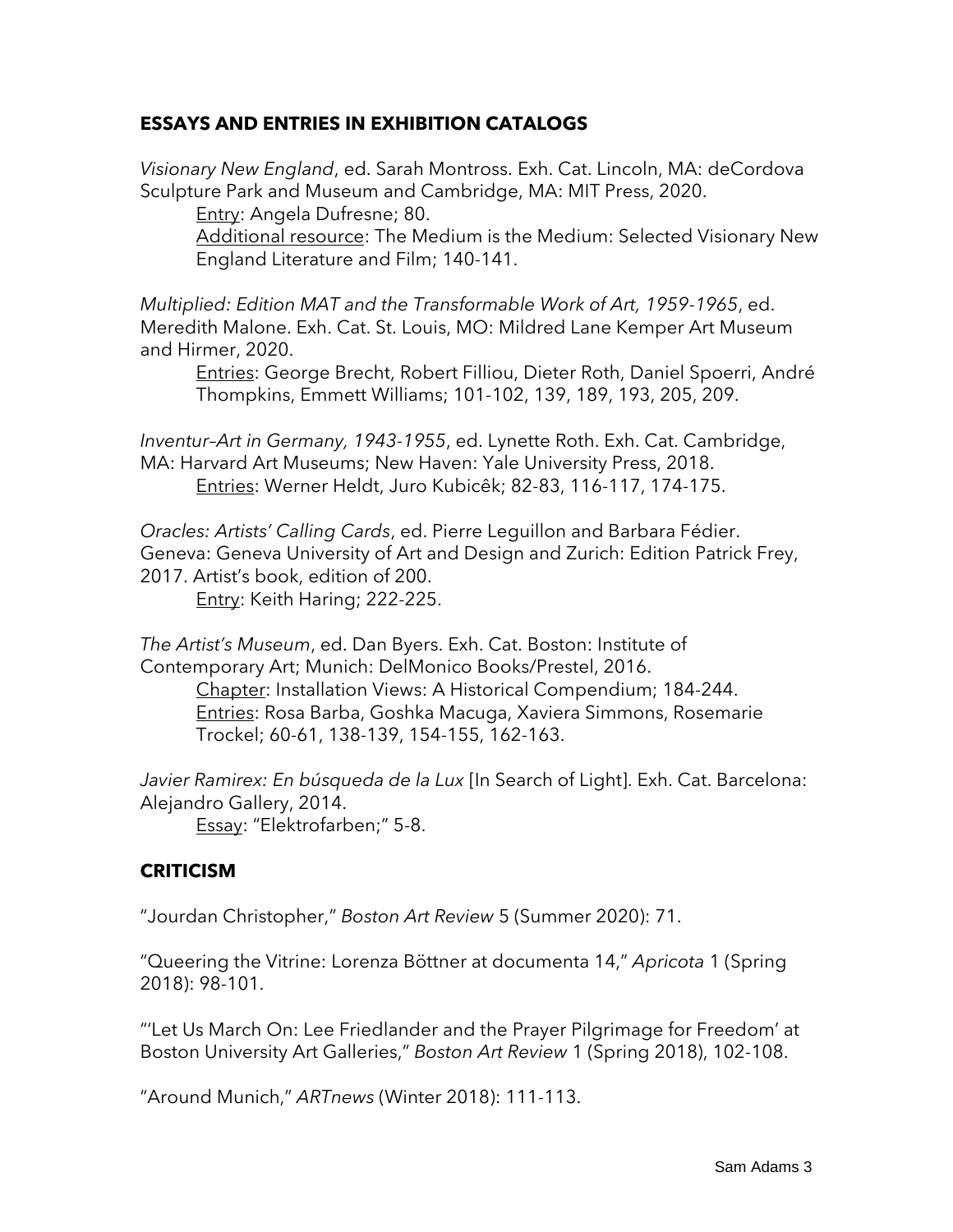## ESSAYS AND ENTRIES IN EXHIBITION CATALOGS

*Visionary New England*, ed. Sarah Montross. Exh. Cat. Lincoln, MA: deCordova Sculpture Park and Museum and Cambridge, MA: MIT Press, 2020.
 <u>Entry</u>: Angela Dufresne; 80.
 <u>Additional resource</u>: The Medium is the Medium: Selected Visionary New England Literature and Film; 140-141.

*Multiplied: Edition MAT and the Transformable Work of Art, 1959-1965*, ed. Meredith Malone. Exh. Cat. St. Louis, MO: Mildred Lane Kemper Art Museum and Hirmer, 2020.
 <u>Entries</u>: George Brecht, Robert Filliou, Dieter Roth, Daniel Spoerri, André Thompkins, Emmett Williams; 101-102, 139, 189, 193, 205, 209.

*Inventur–Art in Germany, 1943-1955*, ed. Lynette Roth. Exh. Cat. Cambridge, MA: Harvard Art Museums; New Haven: Yale University Press, 2018.
 <u>Entries</u>: Werner Heldt, Juro Kubicêk; 82-83, 116-117, 174-175.

*Oracles: Artists' Calling Cards*, ed. Pierre Leguillon and Barbara Fédier. Geneva: Geneva University of Art and Design and Zurich: Edition Patrick Frey, 2017. Artist's book, edition of 200.
 <u>Entry</u>: Keith Haring; 222-225.

*The Artist's Museum*, ed. Dan Byers. Exh. Cat. Boston: Institute of Contemporary Art; Munich: DelMonico Books/Prestel, 2016.
 <u>Chapter</u>: Installation Views: A Historical Compendium; 184-244.
 <u>Entries</u>: Rosa Barba, Goshka Macuga, Xaviera Simmons, Rosemarie Trockel; 60-61, 138-139, 154-155, 162-163.

*Javier Ramirex: En búsqueda de la Lux* [In Search of Light]. Exh. Cat. Barcelona: Alejandro Gallery, 2014.
 <u>Essay</u>: "Elektrofarben;" 5-8.

## CRITICISM

"Jourdan Christopher," *Boston Art Review* 5 (Summer 2020): 71.

"Queering the Vitrine: Lorenza Böttner at documenta 14," *Apricota* 1 (Spring 2018): 98-101.

"'Let Us March On: Lee Friedlander and the Prayer Pilgrimage for Freedom' at Boston University Art Galleries," *Boston Art Review* 1 (Spring 2018), 102-108.

"Around Munich," *ARTnews* (Winter 2018): 111-113.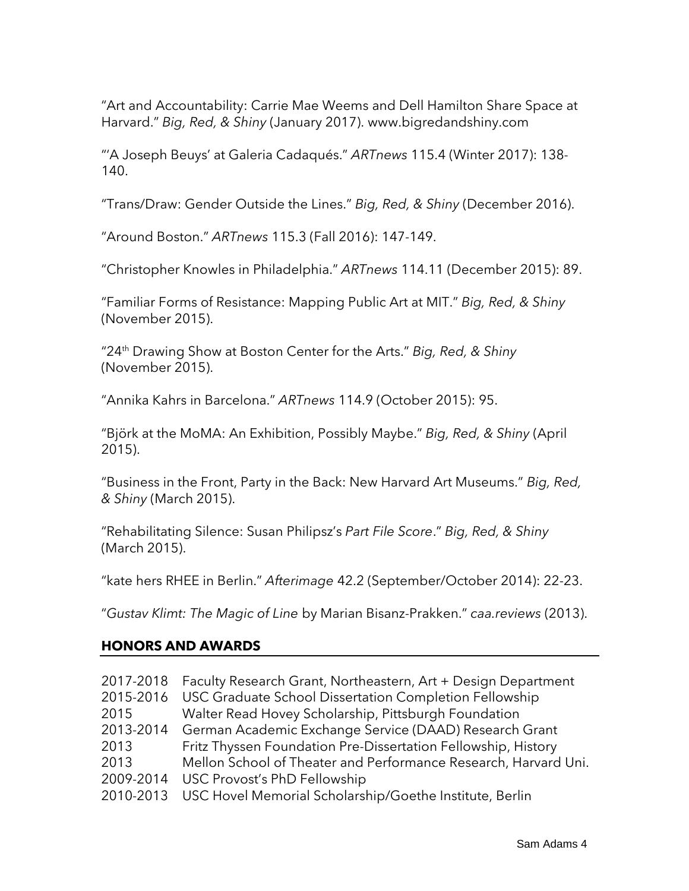"Art and Accountability: Carrie Mae Weems and Dell Hamilton Share Space at Harvard." *Big, Red, & Shiny* (January 2017). www.bigredandshiny.com

"'A Joseph Beuys' at Galeria Cadaqués." *ARTnews* 115.4 (Winter 2017): 138-140.

"Trans/Draw: Gender Outside the Lines." *Big, Red, & Shiny* (December 2016).

"Around Boston." *ARTnews* 115.3 (Fall 2016): 147-149.

"Christopher Knowles in Philadelphia." *ARTnews* 114.11 (December 2015): 89.

"Familiar Forms of Resistance: Mapping Public Art at MIT." *Big, Red, & Shiny* (November 2015).

"24th Drawing Show at Boston Center for the Arts." *Big, Red, & Shiny* (November 2015).

"Annika Kahrs in Barcelona." *ARTnews* 114.9 (October 2015): 95.

"Björk at the MoMA: An Exhibition, Possibly Maybe." *Big, Red, & Shiny* (April 2015).

"Business in the Front, Party in the Back: New Harvard Art Museums." *Big, Red, & Shiny* (March 2015).

"Rehabilitating Silence: Susan Philipsz's *Part File Score*." *Big, Red, & Shiny* (March 2015).

"kate hers RHEE in Berlin." *Afterimage* 42.2 (September/October 2014): 22-23.

"*Gustav Klimt: The Magic of Line* by Marian Bisanz-Prakken." *caa.reviews* (2013).

## HONORS AND AWARDS

2017-2018 Faculty Research Grant, Northeastern, Art + Design Department
2015-2016 USC Graduate School Dissertation Completion Fellowship
2015 Walter Read Hovey Scholarship, Pittsburgh Foundation
2013-2014 German Academic Exchange Service (DAAD) Research Grant
2013 Fritz Thyssen Foundation Pre-Dissertation Fellowship, History
2013 Mellon School of Theater and Performance Research, Harvard Uni.
2009-2014 USC Provost's PhD Fellowship
2010-2013 USC Hovel Memorial Scholarship/Goethe Institute, Berlin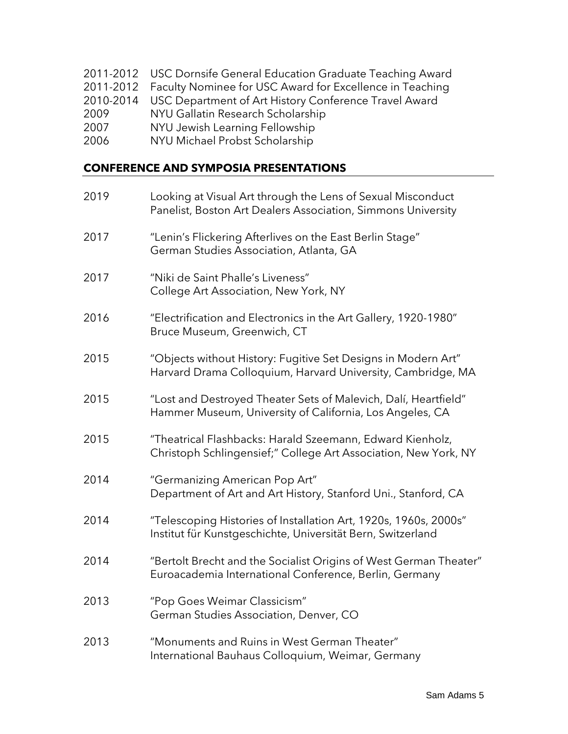2011-2012 USC Dornsife General Education Graduate Teaching Award
2011-2012 Faculty Nominee for USC Award for Excellence in Teaching
2010-2014 USC Department of Art History Conference Travel Award
2009 NYU Gallatin Research Scholarship
2007 NYU Jewish Learning Fellowship
2006 NYU Michael Probst Scholarship

## CONFERENCE AND SYMPOSIA PRESENTATIONS

2019 Looking at Visual Art through the Lens of Sexual Misconduct
Panelist, Boston Art Dealers Association, Simmons University

2017 "Lenin's Flickering Afterlives on the East Berlin Stage"
German Studies Association, Atlanta, GA

2017 "Niki de Saint Phalle's Liveness"
College Art Association, New York, NY

2016 "Electrification and Electronics in the Art Gallery, 1920-1980"
Bruce Museum, Greenwich, CT

2015 "Objects without History: Fugitive Set Designs in Modern Art"
Harvard Drama Colloquium, Harvard University, Cambridge, MA

2015 "Lost and Destroyed Theater Sets of Malevich, Dalí, Heartfield"
Hammer Museum, University of California, Los Angeles, CA

2015 "Theatrical Flashbacks: Harald Szeemann, Edward Kienholz, Christoph Schlingensief;" College Art Association, New York, NY

2014 "Germanizing American Pop Art"
Department of Art and Art History, Stanford Uni., Stanford, CA

2014 "Telescoping Histories of Installation Art, 1920s, 1960s, 2000s"
Institut für Kunstgeschichte, Universität Bern, Switzerland

2014 "Bertolt Brecht and the Socialist Origins of West German Theater"
Euroacademia International Conference, Berlin, Germany

2013 "Pop Goes Weimar Classicism"
German Studies Association, Denver, CO

2013 "Monuments and Ruins in West German Theater"
International Bauhaus Colloquium, Weimar, Germany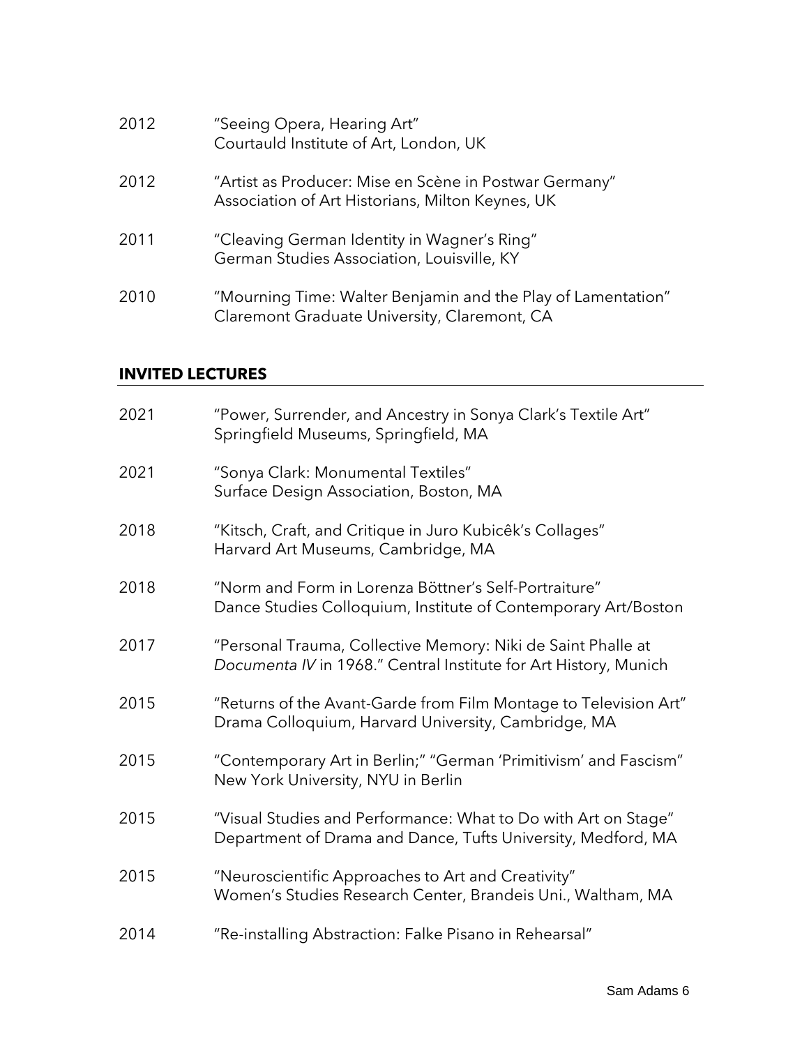2012 "Seeing Opera, Hearing Art"
Courtauld Institute of Art, London, UK

2012 "Artist as Producer: Mise en Scène in Postwar Germany"
Association of Art Historians, Milton Keynes, UK

2011 "Cleaving German Identity in Wagner's Ring"
German Studies Association, Louisville, KY

2010 "Mourning Time: Walter Benjamin and the Play of Lamentation"
Claremont Graduate University, Claremont, CA

## INVITED LECTURES

2021 "Power, Surrender, and Ancestry in Sonya Clark's Textile Art"
Springfield Museums, Springfield, MA

2021 "Sonya Clark: Monumental Textiles"
Surface Design Association, Boston, MA

2018 "Kitsch, Craft, and Critique in Juro Kubicêk's Collages"
Harvard Art Museums, Cambridge, MA

2018 "Norm and Form in Lorenza Böttner's Self-Portraiture"
Dance Studies Colloquium, Institute of Contemporary Art/Boston

2017 "Personal Trauma, Collective Memory: Niki de Saint Phalle at *Documenta IV* in 1968." Central Institute for Art History, Munich

2015 "Returns of the Avant-Garde from Film Montage to Television Art"
Drama Colloquium, Harvard University, Cambridge, MA

2015 "Contemporary Art in Berlin;" "German 'Primitivism' and Fascism"
New York University, NYU in Berlin

2015 "Visual Studies and Performance: What to Do with Art on Stage"
Department of Drama and Dance, Tufts University, Medford, MA

2015 "Neuroscientific Approaches to Art and Creativity"
Women's Studies Research Center, Brandeis Uni., Waltham, MA

2014 "Re-installing Abstraction: Falke Pisano in Rehearsal"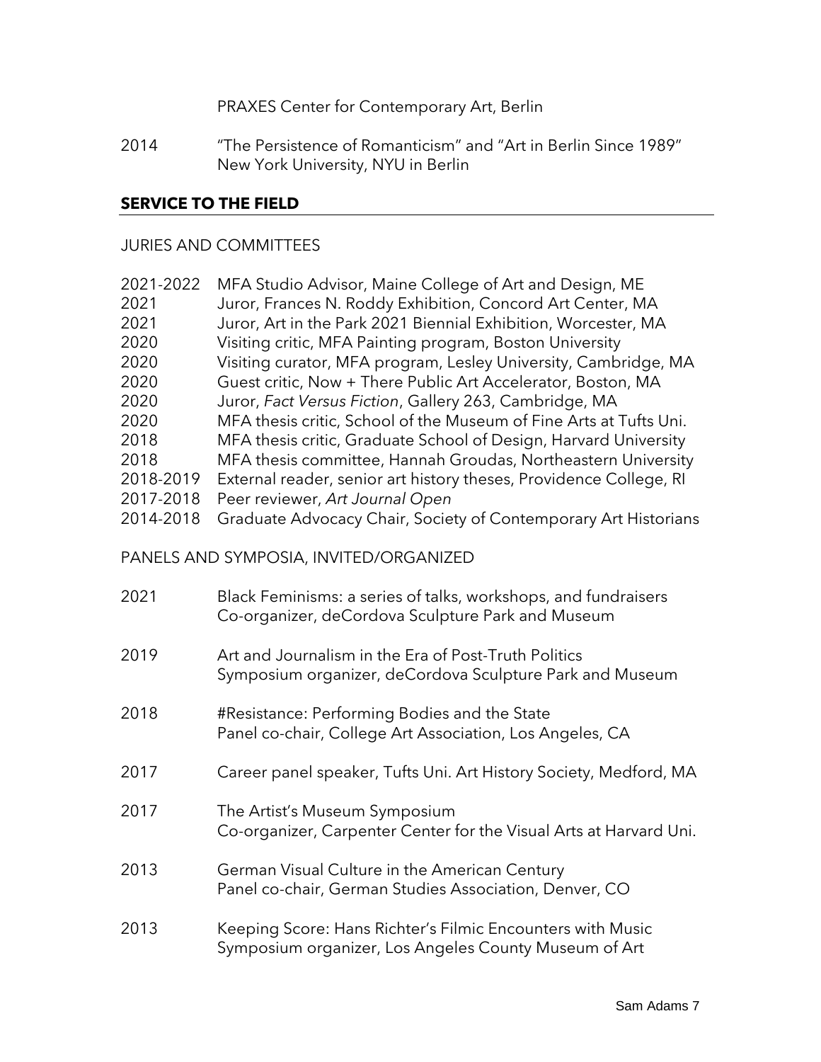PRAXES Center for Contemporary Art, Berlin

2014 "The Persistence of Romanticism" and "Art in Berlin Since 1989"
New York University, NYU in Berlin

## SERVICE TO THE FIELD

### JURIES AND COMMITTEES

2021-2022 MFA Studio Advisor, Maine College of Art and Design, ME
2021 Juror, Frances N. Roddy Exhibition, Concord Art Center, MA
2021 Juror, Art in the Park 2021 Biennial Exhibition, Worcester, MA
2020 Visiting critic, MFA Painting program, Boston University
2020 Visiting curator, MFA program, Lesley University, Cambridge, MA
2020 Guest critic, Now + There Public Art Accelerator, Boston, MA
2020 Juror, *Fact Versus Fiction*, Gallery 263, Cambridge, MA
2020 MFA thesis critic, School of the Museum of Fine Arts at Tufts Uni.
2018 MFA thesis critic, Graduate School of Design, Harvard University
2018 MFA thesis committee, Hannah Groudas, Northeastern University
2018-2019 External reader, senior art history theses, Providence College, RI
2017-2018 Peer reviewer, *Art Journal Open*
2014-2018 Graduate Advocacy Chair, Society of Contemporary Art Historians

### PANELS AND SYMPOSIA, INVITED/ORGANIZED

2021 Black Feminisms: a series of talks, workshops, and fundraisers
Co-organizer, deCordova Sculpture Park and Museum

2019 Art and Journalism in the Era of Post-Truth Politics
Symposium organizer, deCordova Sculpture Park and Museum

2018 #Resistance: Performing Bodies and the State
Panel co-chair, College Art Association, Los Angeles, CA

2017 Career panel speaker, Tufts Uni. Art History Society, Medford, MA

2017 The Artist's Museum Symposium
Co-organizer, Carpenter Center for the Visual Arts at Harvard Uni.

2013 German Visual Culture in the American Century
Panel co-chair, German Studies Association, Denver, CO

2013 Keeping Score: Hans Richter's Filmic Encounters with Music
Symposium organizer, Los Angeles County Museum of Art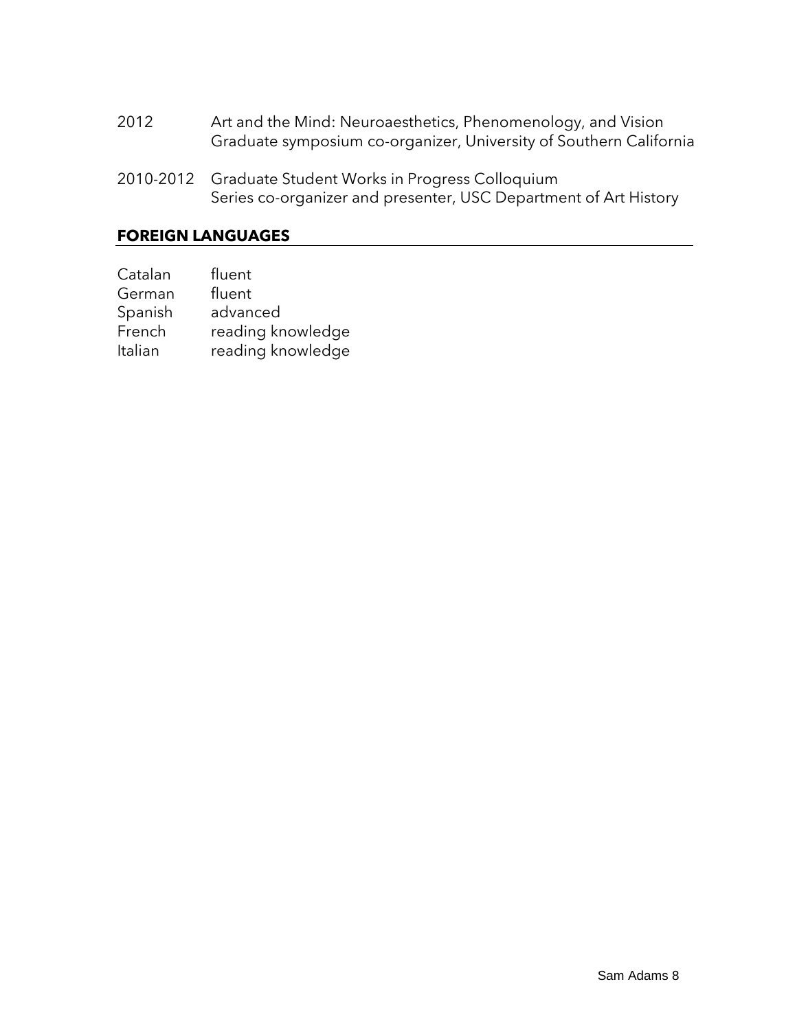2012 Art and the Mind: Neuroaesthetics, Phenomenology, and Vision
Graduate symposium co-organizer, University of Southern California

2010-2012 Graduate Student Works in Progress Colloquium
Series co-organizer and presenter, USC Department of Art History

## FOREIGN LANGUAGES

| | |
|---|---|
| Catalan | fluent |
| German | fluent |
| Spanish | advanced |
| French | reading knowledge |
| Italian | reading knowledge |